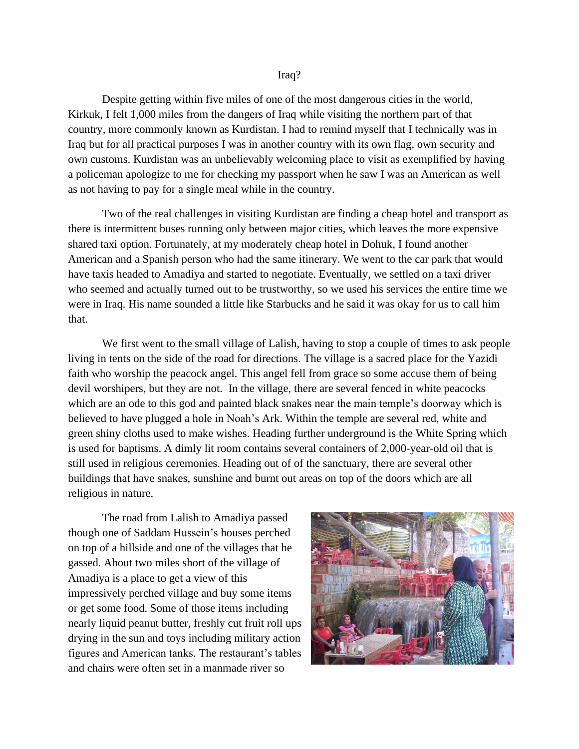# Iraq?

Despite getting within five miles of one of the most dangerous cities in the world, Kirkuk, I felt 1,000 miles from the dangers of Iraq while visiting the northern part of that country, more commonly known as Kurdistan. I had to remind myself that I technically was in Iraq but for all practical purposes I was in another country with its own flag, own security and own customs. Kurdistan was an unbelievably welcoming place to visit as exemplified by having a policeman apologize to me for checking my passport when he saw I was an American as well as not having to pay for a single meal while in the country.

Two of the real challenges in visiting Kurdistan are finding a cheap hotel and transport as there is intermittent buses running only between major cities, which leaves the more expensive shared taxi option. Fortunately, at my moderately cheap hotel in Dohuk, I found another American and a Spanish person who had the same itinerary. We went to the car park that would have taxis headed to Amadiya and started to negotiate. Eventually, we settled on a taxi driver who seemed and actually turned out to be trustworthy, so we used his services the entire time we were in Iraq. His name sounded a little like Starbucks and he said it was okay for us to call him that.

We first went to the small village of Lalish, having to stop a couple of times to ask people living in tents on the side of the road for directions. The village is a sacred place for the Yazidi faith who worship the peacock angel. This angel fell from grace so some accuse them of being devil worshipers, but they are not. In the village, there are several fenced in white peacocks which are an ode to this god and painted black snakes near the main temple's doorway which is believed to have plugged a hole in Noah's Ark. Within the temple are several red, white and green shiny cloths used to make wishes. Heading further underground is the White Spring which is used for baptisms. A dimly lit room contains several containers of 2,000-year-old oil that is still used in religious ceremonies. Heading out of of the sanctuary, there are several other buildings that have snakes, sunshine and burnt out areas on top of the doors which are all religious in nature.

The road from Lalish to Amadiya passed though one of Saddam Hussein's houses perched on top of a hillside and one of the villages that he gassed. About two miles short of the village of Amadiya is a place to get a view of this impressively perched village and buy some items or get some food. Some of those items including nearly liquid peanut butter, freshly cut fruit roll ups drying in the sun and toys including military action figures and American tanks. The restaurant's tables and chairs were often set in a manmade river so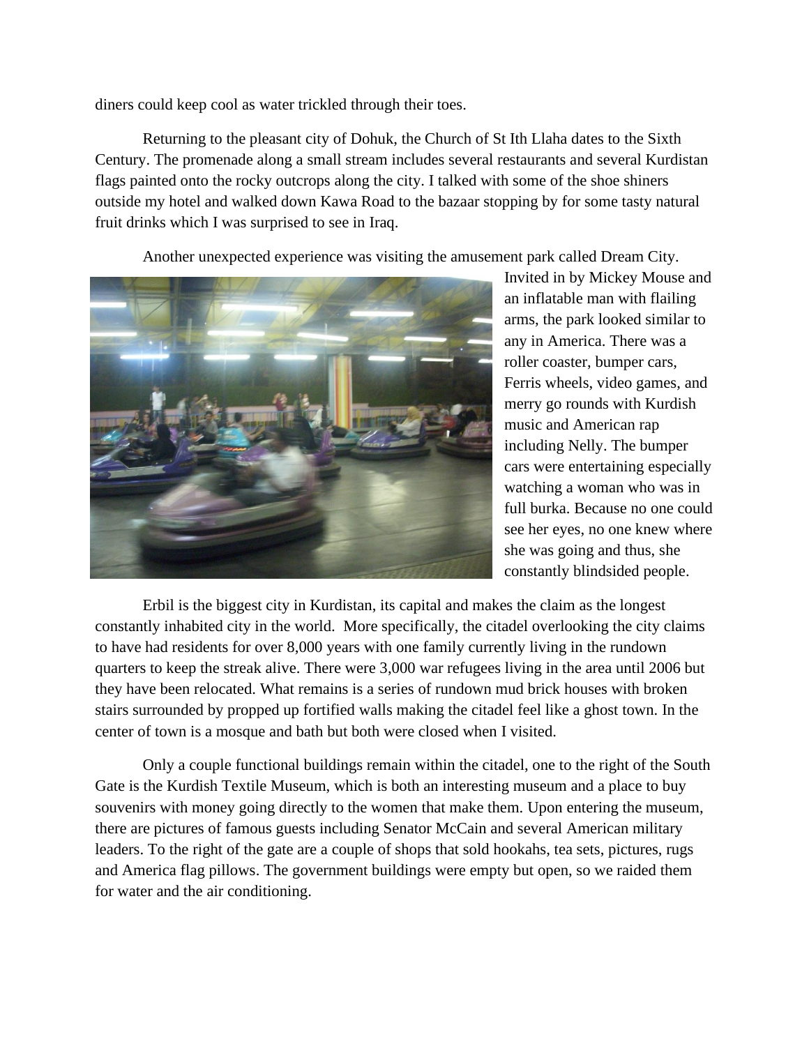diners could keep cool as water trickled through their toes.

Returning to the pleasant city of Dohuk, the Church of St Ith Llaha dates to the Sixth Century. The promenade along a small stream includes several restaurants and several Kurdistan flags painted onto the rocky outcrops along the city. I talked with some of the shoe shiners outside my hotel and walked down Kawa Road to the bazaar stopping by for some tasty natural fruit drinks which I was surprised to see in Iraq.

Another unexpected experience was visiting the amusement park called Dream City. Invited in by Mickey Mouse and an inflatable man with flailing arms, the park looked similar to any in America. There was a roller coaster, bumper cars, Ferris wheels, video games, and merry go rounds with Kurdish music and American rap including Nelly. The bumper cars were entertaining especially watching a woman who was in full burka. Because no one could see her eyes, no one knew where she was going and thus, she constantly blindsided people.

Erbil is the biggest city in Kurdistan, its capital and makes the claim as the longest constantly inhabited city in the world. More specifically, the citadel overlooking the city claims to have had residents for over 8,000 years with one family currently living in the rundown quarters to keep the streak alive. There were 3,000 war refugees living in the area until 2006 but they have been relocated. What remains is a series of rundown mud brick houses with broken stairs surrounded by propped up fortified walls making the citadel feel like a ghost town. In the center of town is a mosque and bath but both were closed when I visited.

Only a couple functional buildings remain within the citadel, one to the right of the South Gate is the Kurdish Textile Museum, which is both an interesting museum and a place to buy souvenirs with money going directly to the women that make them. Upon entering the museum, there are pictures of famous guests including Senator McCain and several American military leaders. To the right of the gate are a couple of shops that sold hookahs, tea sets, pictures, rugs and America flag pillows. The government buildings were empty but open, so we raided them for water and the air conditioning.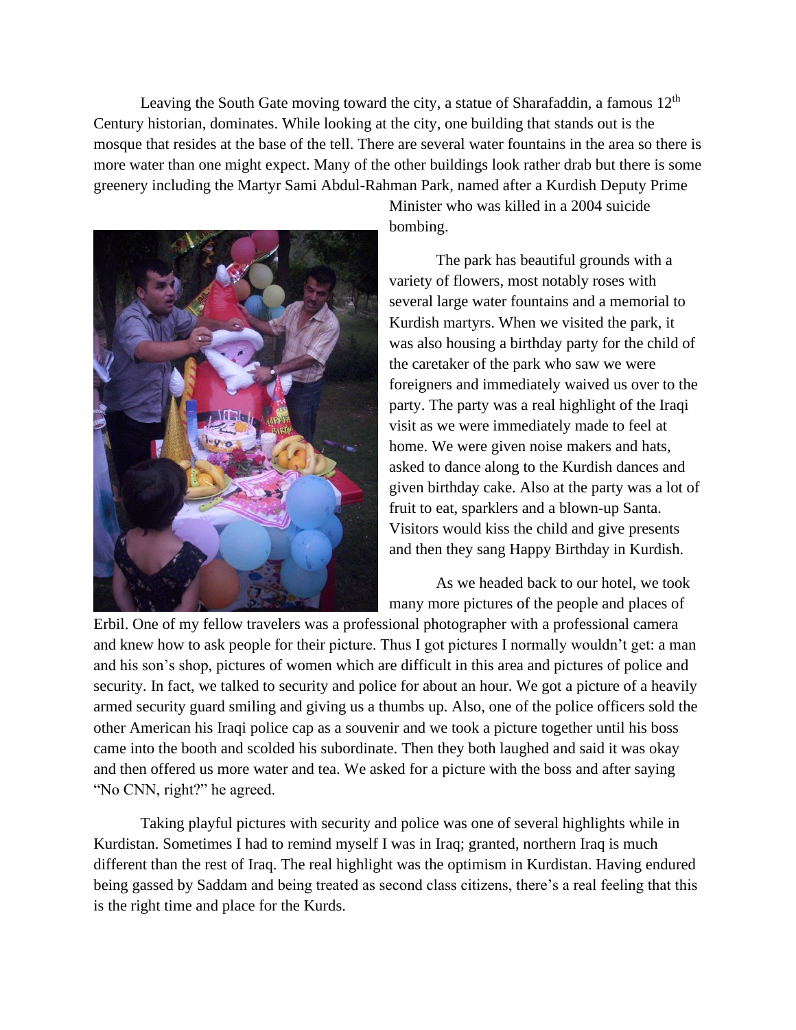Leaving the South Gate moving toward the city, a statue of Sharafaddin, a famous 12th Century historian, dominates. While looking at the city, one building that stands out is the mosque that resides at the base of the tell. There are several water fountains in the area so there is more water than one might expect. Many of the other buildings look rather drab but there is some greenery including the Martyr Sami Abdul-Rahman Park, named after a Kurdish Deputy Prime Minister who was killed in a 2004 suicide bombing.

The park has beautiful grounds with a variety of flowers, most notably roses with several large water fountains and a memorial to Kurdish martyrs. When we visited the park, it was also housing a birthday party for the child of the caretaker of the park who saw we were foreigners and immediately waived us over to the party. The party was a real highlight of the Iraqi visit as we were immediately made to feel at home. We were given noise makers and hats, asked to dance along to the Kurdish dances and given birthday cake. Also at the party was a lot of fruit to eat, sparklers and a blown-up Santa. Visitors would kiss the child and give presents and then they sang Happy Birthday in Kurdish.

As we headed back to our hotel, we took many more pictures of the people and places of Erbil. One of my fellow travelers was a professional photographer with a professional camera and knew how to ask people for their picture. Thus I got pictures I normally wouldn't get: a man and his son's shop, pictures of women which are difficult in this area and pictures of police and security. In fact, we talked to security and police for about an hour. We got a picture of a heavily armed security guard smiling and giving us a thumbs up. Also, one of the police officers sold the other American his Iraqi police cap as a souvenir and we took a picture together until his boss came into the booth and scolded his subordinate. Then they both laughed and said it was okay and then offered us more water and tea. We asked for a picture with the boss and after saying "No CNN, right?" he agreed.

Taking playful pictures with security and police was one of several highlights while in Kurdistan. Sometimes I had to remind myself I was in Iraq; granted, northern Iraq is much different than the rest of Iraq. The real highlight was the optimism in Kurdistan. Having endured being gassed by Saddam and being treated as second class citizens, there's a real feeling that this is the right time and place for the Kurds.